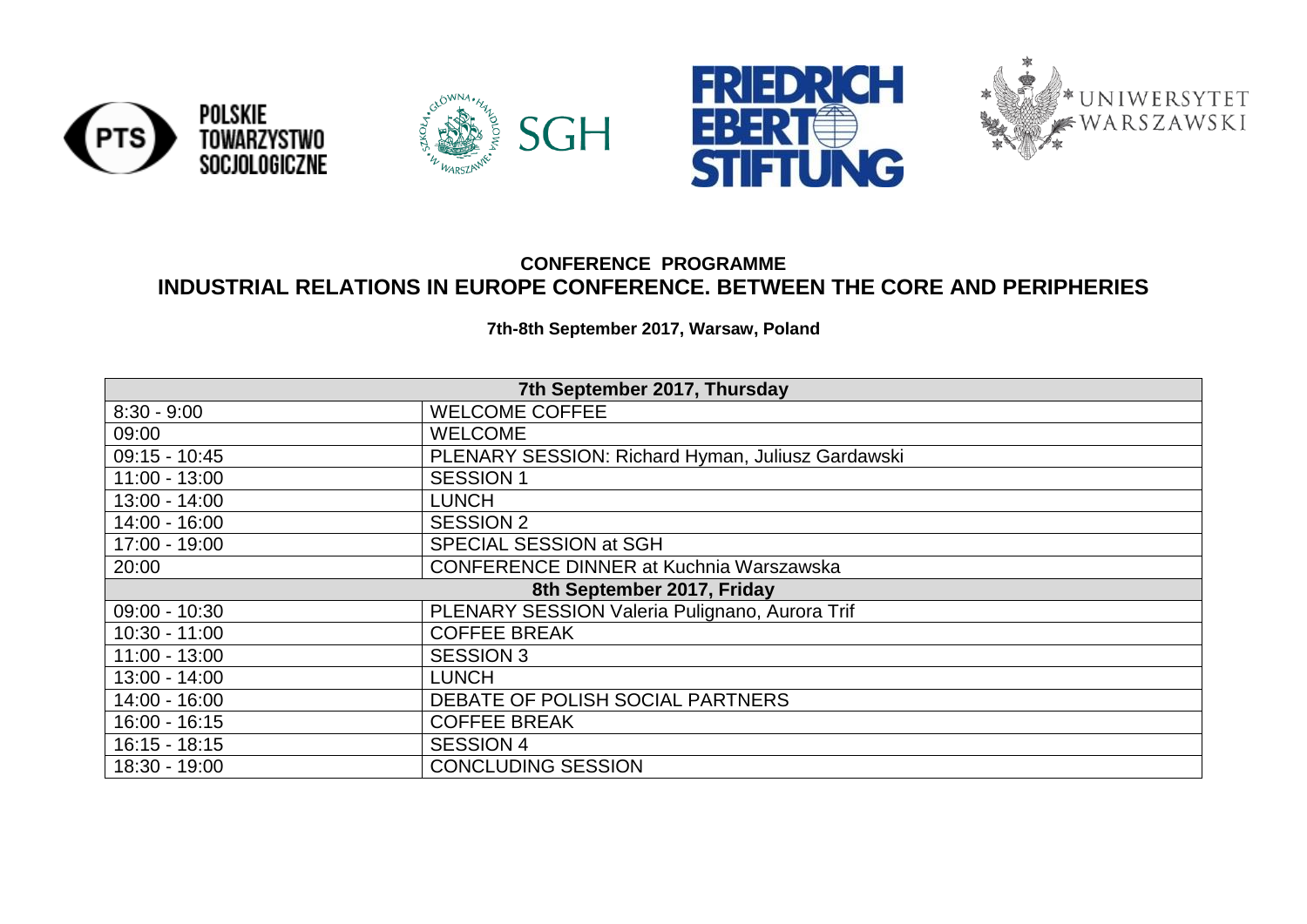**CONFERENCE PROGRAMME**

# INDUSTRIAL RELATIONS IN EUROPE CONFERENCE. BETWEEN THE CORE AND PERIPHERIES

**7th-8th September 2017, Warsaw, Poland**

| **7th September 2017, Thursday** | |
|---|---|
| 8:30 - 9:00 | WELCOME COFFEE |
| 09:00 | WELCOME |
| 09:15 - 10:45 | PLENARY SESSION: Richard Hyman, Juliusz Gardawski |
| 11:00 - 13:00 | SESSION 1 |
| 13:00 - 14:00 | LUNCH |
| 14:00 - 16:00 | SESSION 2 |
| 17:00 - 19:00 | SPECIAL SESSION at SGH |
| 20:00 | CONFERENCE DINNER at Kuchnia Warszawska |
| **8th September 2017, Friday** | |
| 09:00 - 10:30 | PLENARY SESSION Valeria Pulignano, Aurora Trif |
| 10:30 - 11:00 | COFFEE BREAK |
| 11:00 - 13:00 | SESSION 3 |
| 13:00 - 14:00 | LUNCH |
| 14:00 - 16:00 | DEBATE OF POLISH SOCIAL PARTNERS |
| 16:00 - 16:15 | COFFEE BREAK |
| 16:15 - 18:15 | SESSION 4 |
| 18:30 - 19:00 | CONCLUDING SESSION |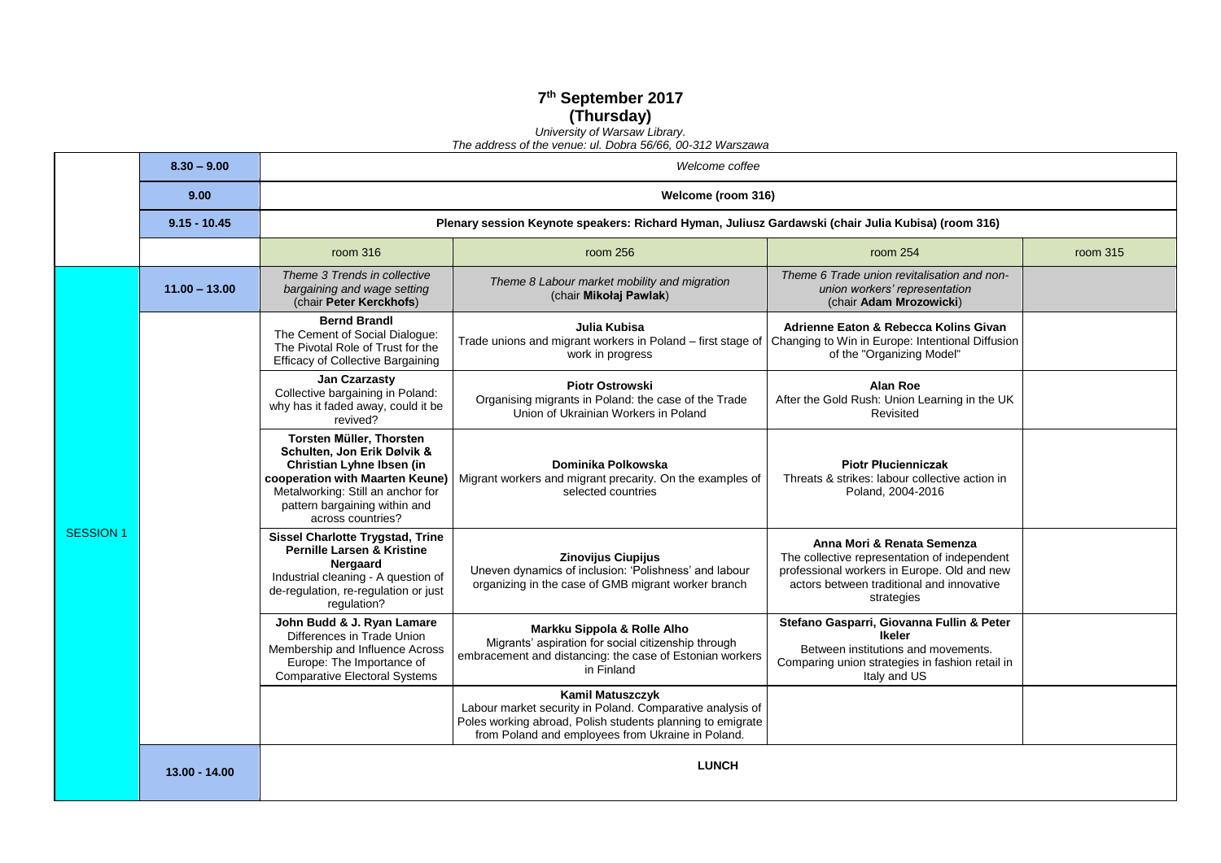# 7th September 2017
## (Thursday)

*University of Warsaw Library.*
*The address of the venue: ul. Dobra 56/66, 00-312 Warszawa*

| | | | | | |
|---|---|---|---|---|---|
| | 8.30 – 9.00 | *Welcome coffee* | | | |
| | 9.00 | **Welcome (room 316)** | | | |
| | 9.15 - 10.45 | **Plenary session Keynote speakers: Richard Hyman, Juliusz Gardawski (chair Julia Kubisa) (room 316)** | | | |
| | | room 316 | room 256 | room 254 | room 315 |
| SESSION 1 | 11.00 – 13.00 | *Theme 3 Trends in collective bargaining and wage setting* (chair **Peter Kerckhofs**) | *Theme 8 Labour market mobility and migration* (chair **Mikołaj Pawlak**) | *Theme 6 Trade union revitalisation and non-union workers' representation* (chair **Adam Mrozowicki**) | |
| | | **Bernd Brandl** The Cement of Social Dialogue: The Pivotal Role of Trust for the Efficacy of Collective Bargaining | **Julia Kubisa** Trade unions and migrant workers in Poland – first stage of work in progress | **Adrienne Eaton & Rebecca Kolins Givan** Changing to Win in Europe: Intentional Diffusion of the "Organizing Model" | |
| | | **Jan Czarzasty** Collective bargaining in Poland: why has it faded away, could it be revived? | **Piotr Ostrowski** Organising migrants in Poland: the case of the Trade Union of Ukrainian Workers in Poland | **Alan Roe** After the Gold Rush: Union Learning in the UK Revisited | |
| | | **Torsten Müller, Thorsten Schulten, Jon Erik Dølvik & Christian Lyhne Ibsen (in cooperation with Maarten Keune)** Metalworking: Still an anchor for pattern bargaining within and across countries? | **Dominika Polkowska** Migrant workers and migrant precarity. On the examples of selected countries | **Piotr Płucienniczak** Threats & strikes: labour collective action in Poland, 2004-2016 | |
| | | **Sissel Charlotte Trygstad, Trine Pernille Larsen & Kristine Nergaard** Industrial cleaning - A question of de-regulation, re-regulation or just regulation? | **Zinovijus Ciupijus** Uneven dynamics of inclusion: 'Polishness' and labour organizing in the case of GMB migrant worker branch | **Anna Mori & Renata Semenza** The collective representation of independent professional workers in Europe. Old and new actors between traditional and innovative strategies | |
| | | **John Budd & J. Ryan Lamare** Differences in Trade Union Membership and Influence Across Europe: The Importance of Comparative Electoral Systems | **Markku Sippola & Rolle Alho** Migrants' aspiration for social citizenship through embracement and distancing: the case of Estonian workers in Finland | **Stefano Gasparri, Giovanna Fullin & Peter Ikeler** Between institutions and movements. Comparing union strategies in fashion retail in Italy and US | |
| | | | **Kamil Matuszczyk** Labour market security in Poland. Comparative analysis of Poles working abroad, Polish students planning to emigrate from Poland and employees from Ukraine in Poland. | | |
| | 13.00 - 14.00 | **LUNCH** | | | |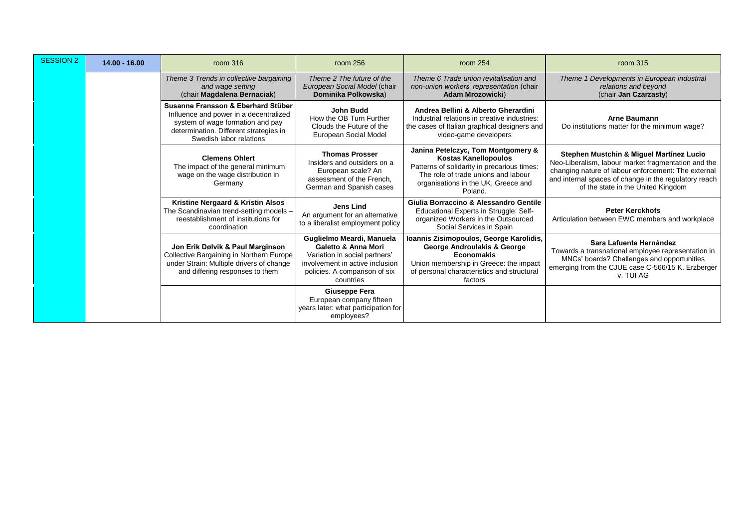| SESSION 2 | 14.00 - 16.00 | room 316 | room 256 | room 254 | room 315 |
|---|---|---|---|---|---|
| | | *Theme 3 Trends in collective bargaining and wage setting* (chair **Magdalena Bernaciak**) | *Theme 2 The future of the European Social Model* (chair **Dominika Polkowska**) | *Theme 6 Trade union revitalisation and non-union workers' representation* (chair **Adam Mrozowicki**) | *Theme 1 Developments in European industrial relations and beyond* (chair **Jan Czarzasty**) |
| | | **Susanne Fransson & Eberhard Stüber** Influence and power in a decentralized system of wage formation and pay determination. Different strategies in Swedish labor relations | **John Budd** How the OB Turn Further Clouds the Future of the European Social Model | **Andrea Bellini & Alberto Gherardini** Industrial relations in creative industries: the cases of Italian graphical designers and video-game developers | **Arne Baumann** Do institutions matter for the minimum wage? |
| | | **Clemens Ohlert** The impact of the general minimum wage on the wage distribution in Germany | **Thomas Prosser** Insiders and outsiders on a European scale? An assessment of the French, German and Spanish cases | **Janina Petelczyc, Tom Montgomery & Kostas Kanellopoulos** Patterns of solidarity in precarious times: The role of trade unions and labour organisations in the UK, Greece and Poland. | **Stephen Mustchin & Miguel Martínez Lucio** Neo-Liberalism, labour market fragmentation and the changing nature of labour enforcement: The external and internal spaces of change in the regulatory reach of the state in the United Kingdom |
| | | **Kristine Nergaard & Kristin Alsos** The Scandinavian trend-setting models – reestablishment of institutions for coordination | **Jens Lind** An argument for an alternative to a liberalist employment policy | **Giulia Borraccino & Alessandro Gentile** Educational Experts in Struggle: Self-organized Workers in the Outsourced Social Services in Spain | **Peter Kerckhofs** Articulation between EWC members and workplace |
| | | **Jon Erik Dølvik & Paul Marginson** Collective Bargaining in Northern Europe under Strain: Multiple drivers of change and differing responses to them | **Guglielmo Meardi, Manuela Galetto & Anna Mori** Variation in social partners' involvement in active inclusion policies. A comparison of six countries | **Ioannis Zisimopoulos, George Karolidis, George Androulakis & George Economakis** Union membership in Greece: the impact of personal characteristics and structural factors | **Sara Lafuente Hernández** Towards a transnational employee representation in MNCs' boards? Challenges and opportunities emerging from the CJUE case C-566/15 K. Erzberger v. TUI AG |
| | | | **Giuseppe Fera** European company fifteen years later: what participation for employees? | | |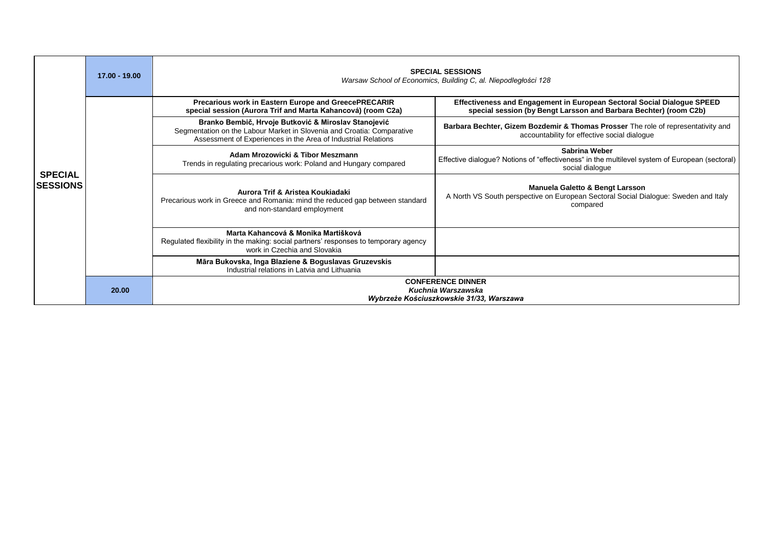| | | | |
|---|---|---|---|
| **SPECIAL SESSIONS** | **17.00 - 19.00** | **SPECIAL SESSIONS**<br>*Warsaw School of Economics, Building C, al. Niepodległości 128* | |
| | | **Precarious work in Eastern Europe and GreecePRECARIR special session (Aurora Trif and Marta Kahancová) (room C2a)** | **Effectiveness and Engagement in European Sectoral Social Dialogue SPEED special session (by Bengt Larsson and Barbara Bechter) (room C2b)** |
| | | **Branko Bembič, Hrvoje Butković & Miroslav Stanojević**<br>Segmentation on the Labour Market in Slovenia and Croatia: Comparative Assessment of Experiences in the Area of Industrial Relations | **Barbara Bechter, Gizem Bozdemir & Thomas Prosser** The role of representativity and accountability for effective social dialogue |
| | | **Adam Mrozowicki & Tibor Meszmann**<br>Trends in regulating precarious work: Poland and Hungary compared | **Sabrina Weber**<br>Effective dialogue? Notions of "effectiveness" in the multilevel system of European (sectoral) social dialogue |
| | | **Aurora Trif & Aristea Koukiadaki**<br>Precarious work in Greece and Romania: mind the reduced gap between standard and non-standard employment | **Manuela Galetto & Bengt Larsson**<br>A North VS South perspective on European Sectoral Social Dialogue: Sweden and Italy compared |
| | | **Marta Kahancová & Monika Martišková**<br>Regulated flexibility in the making: social partners' responses to temporary agency work in Czechia and Slovakia | |
| | | **Māra Bukovska, Inga Blaziene & Boguslavas Gruzevskis**<br>Industrial relations in Latvia and Lithuania | |
| | **20.00** | **CONFERENCE DINNER**<br>***Kuchnia Warszawska***<br>***Wybrzeże Kościuszkowskie 31/33, Warszawa*** | |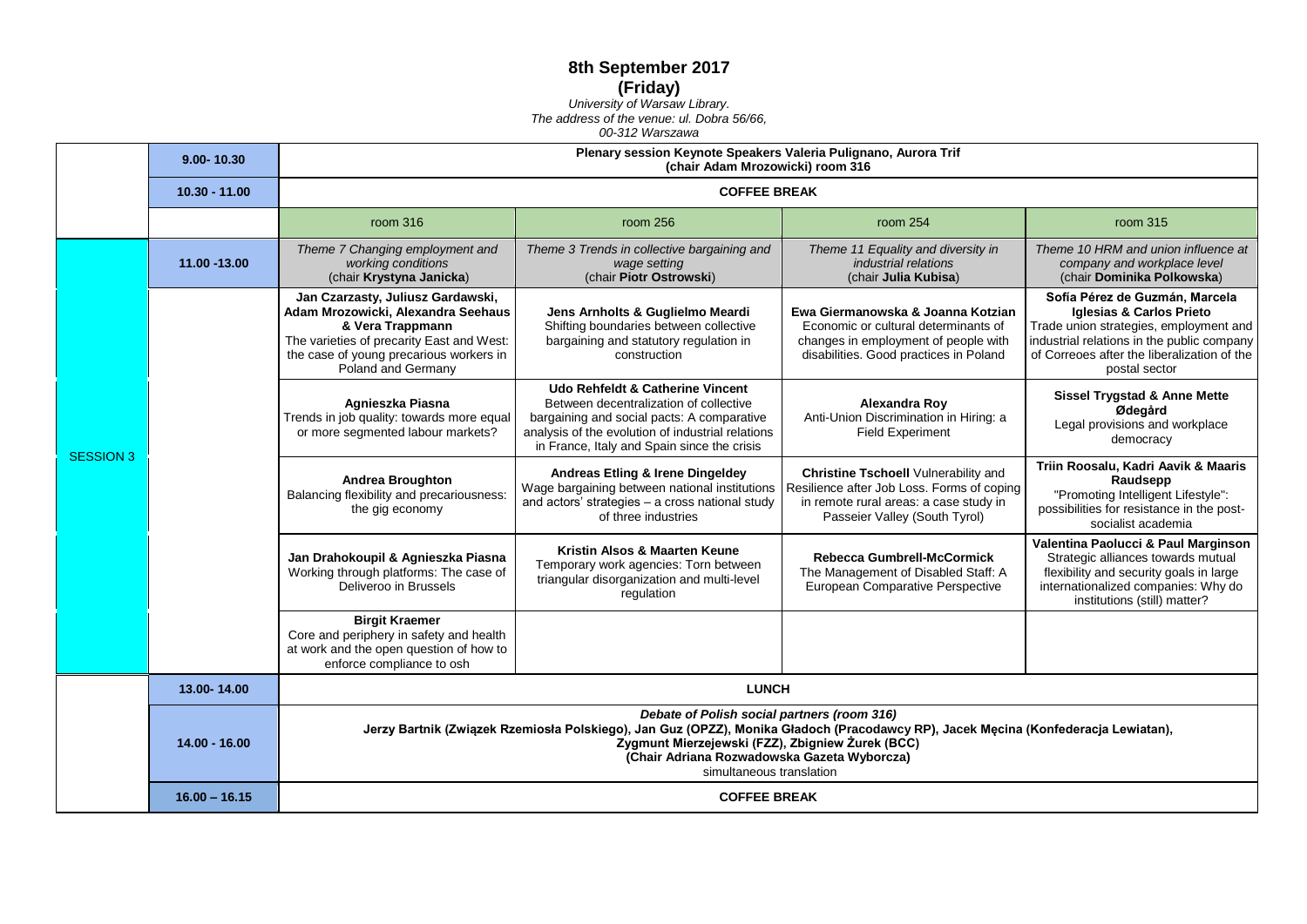# 8th September 2017

## (Friday)

*University of Warsaw Library.*
*The address of the venue: ul. Dobra 56/66,*
*00-312 Warszawa*

| | | | | | |
|---|---|---|---|---|---|
| | 9.00- 10.30 | **Plenary session Keynote Speakers Valeria Pulignano, Aurora Trif (chair Adam Mrozowicki) room 316** | | | |
| | 10.30 - 11.00 | **COFFEE BREAK** | | | |
| | | room 316 | room 256 | room 254 | room 315 |
| SESSION 3 | 11.00 -13.00 | *Theme 7 Changing employment and working conditions* (chair **Krystyna Janicka**) | *Theme 3 Trends in collective bargaining and wage setting* (chair **Piotr Ostrowski**) | *Theme 11 Equality and diversity in industrial relations* (chair **Julia Kubisa**) | *Theme 10 HRM and union influence at company and workplace level* (chair **Dominika Polkowska**) |
| | | **Jan Czarzasty, Juliusz Gardawski, Adam Mrozowicki, Alexandra Seehaus & Vera Trappmann** The varieties of precarity East and West: the case of young precarious workers in Poland and Germany | **Jens Arnholts & Guglielmo Meardi** Shifting boundaries between collective bargaining and statutory regulation in construction | **Ewa Giermanowska & Joanna Kotzian** Economic or cultural determinants of changes in employment of people with disabilities. Good practices in Poland | **Sofía Pérez de Guzmán, Marcela Iglesias & Carlos Prieto** Trade union strategies, employment and industrial relations in the public company of Correoes after the liberalization of the postal sector |
| | | **Agnieszka Piasna** Trends in job quality: towards more equal or more segmented labour markets? | **Udo Rehfeldt & Catherine Vincent** Between decentralization of collective bargaining and social pacts: A comparative analysis of the evolution of industrial relations in France, Italy and Spain since the crisis | **Alexandra Roy** Anti-Union Discrimination in Hiring: a Field Experiment | **Sissel Trygstad & Anne Mette Ødegård** Legal provisions and workplace democracy |
| | | **Andrea Broughton** Balancing flexibility and precariousness: the gig economy | **Andreas Etling & Irene Dingeldey** Wage bargaining between national institutions and actors' strategies – a cross national study of three industries | **Christine Tschoell** Vulnerability and Resilience after Job Loss. Forms of coping in remote rural areas: a case study in Passeier Valley (South Tyrol) | **Triin Roosalu, Kadri Aavik & Maaris Raudsepp** "Promoting Intelligent Lifestyle": possibilities for resistance in the post-socialist academia |
| | | **Jan Drahokoupil & Agnieszka Piasna** Working through platforms: The case of Deliveroo in Brussels | **Kristin Alsos & Maarten Keune** Temporary work agencies: Torn between triangular disorganization and multi-level regulation | **Rebecca Gumbrell-McCormick** The Management of Disabled Staff: A European Comparative Perspective | **Valentina Paolucci & Paul Marginson** Strategic alliances towards mutual flexibility and security goals in large internationalized companies: Why do institutions (still) matter? |
| | | **Birgit Kraemer** Core and periphery in safety and health at work and the open question of how to enforce compliance to osh | | | |
| | 13.00- 14.00 | **LUNCH** | | | |
| | 14.00 - 16.00 | ***Debate of Polish social partners (room 316)*** **Jerzy Bartnik (Związek Rzemiosła Polskiego), Jan Guz (OPZZ), Monika Gładoch (Pracodawcy RP), Jacek Męcina (Konfederacja Lewiatan), Zygmunt Mierzejewski (FZZ), Zbigniew Żurek (BCC) (Chair Adriana Rozwadowska Gazeta Wyborcza)** simultaneous translation | | | |
| | 16.00 – 16.15 | **COFFEE BREAK** | | | |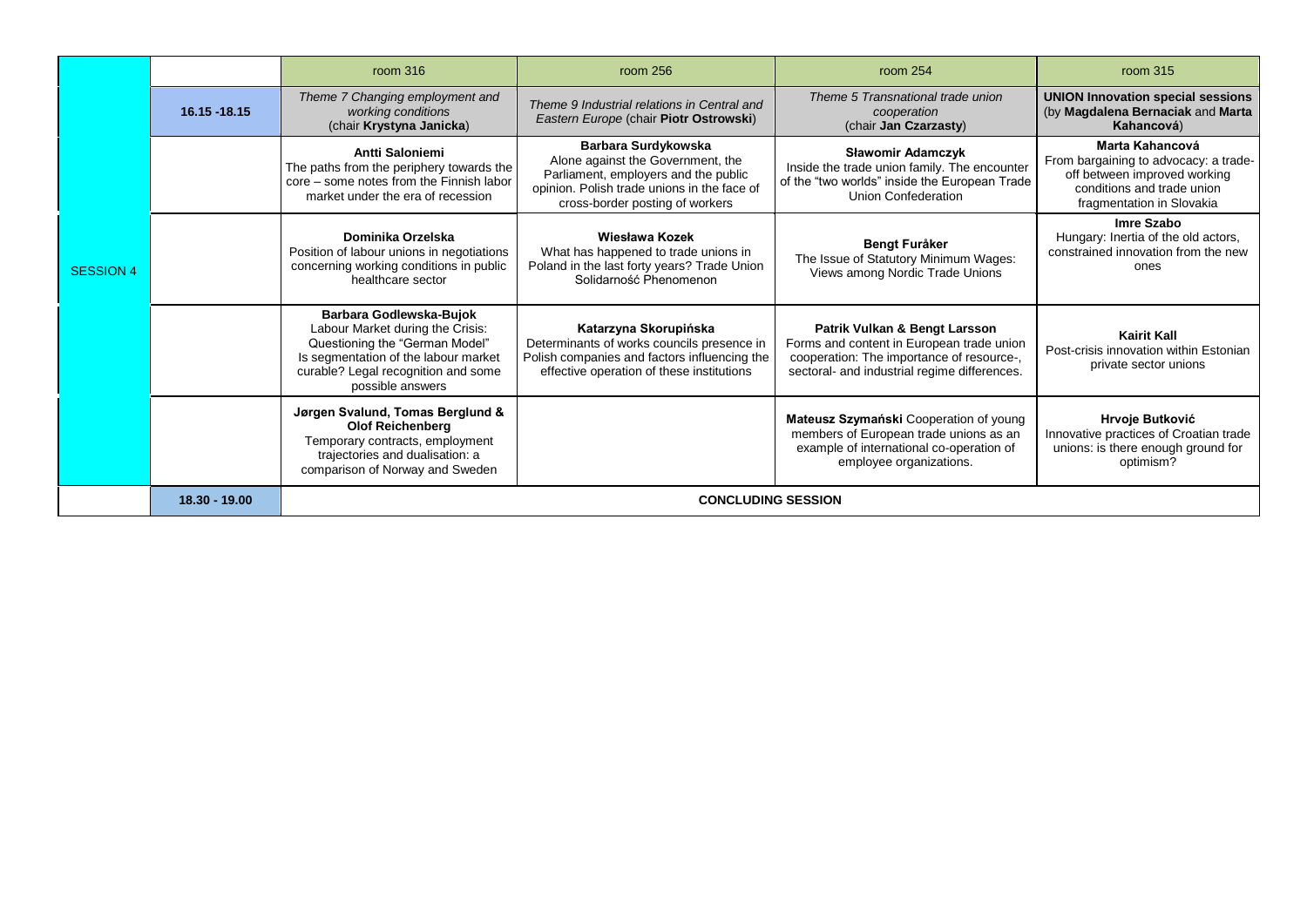| | | room 316 | room 256 | room 254 | room 315 |
|---|---|---|---|---|---|
| SESSION 4 | 16.15 -18.15 | *Theme 7 Changing employment and working conditions* (chair **Krystyna Janicka**) | *Theme 9 Industrial relations in Central and Eastern Europe* (chair **Piotr Ostrowski**) | *Theme 5 Transnational trade union cooperation* (chair **Jan Czarzasty**) | **UNION Innovation special sessions** (by **Magdalena Bernaciak** and **Marta Kahancová**) |
| | | **Antti Saloniemi** The paths from the periphery towards the core – some notes from the Finnish labor market under the era of recession | **Barbara Surdykowska** Alone against the Government, the Parliament, employers and the public opinion. Polish trade unions in the face of cross-border posting of workers | **Sławomir Adamczyk** Inside the trade union family. The encounter of the "two worlds" inside the European Trade Union Confederation | **Marta Kahancová** From bargaining to advocacy: a trade-off between improved working conditions and trade union fragmentation in Slovakia |
| | | **Dominika Orzelska** Position of labour unions in negotiations concerning working conditions in public healthcare sector | **Wiesława Kozek** What has happened to trade unions in Poland in the last forty years? Trade Union Solidarność Phenomenon | **Bengt Furåker** The Issue of Statutory Minimum Wages: Views among Nordic Trade Unions | **Imre Szabo** Hungary: Inertia of the old actors, constrained innovation from the new ones |
| | | **Barbara Godlewska-Bujok** Labour Market during the Crisis: Questioning the "German Model" Is segmentation of the labour market curable? Legal recognition and some possible answers | **Katarzyna Skorupińska** Determinants of works councils presence in Polish companies and factors influencing the effective operation of these institutions | **Patrik Vulkan & Bengt Larsson** Forms and content in European trade union cooperation: The importance of resource-, sectoral- and industrial regime differences. | **Kairit Kall** Post-crisis innovation within Estonian private sector unions |
| | | **Jørgen Svalund, Tomas Berglund & Olof Reichenberg** Temporary contracts, employment trajectories and dualisation: a comparison of Norway and Sweden | | **Mateusz Szymański** Cooperation of young members of European trade unions as an example of international co-operation of employee organizations. | **Hrvoje Butković** Innovative practices of Croatian trade unions: is there enough ground for optimism? |
| | 18.30 - 19.00 | **CONCLUDING SESSION** | | | |